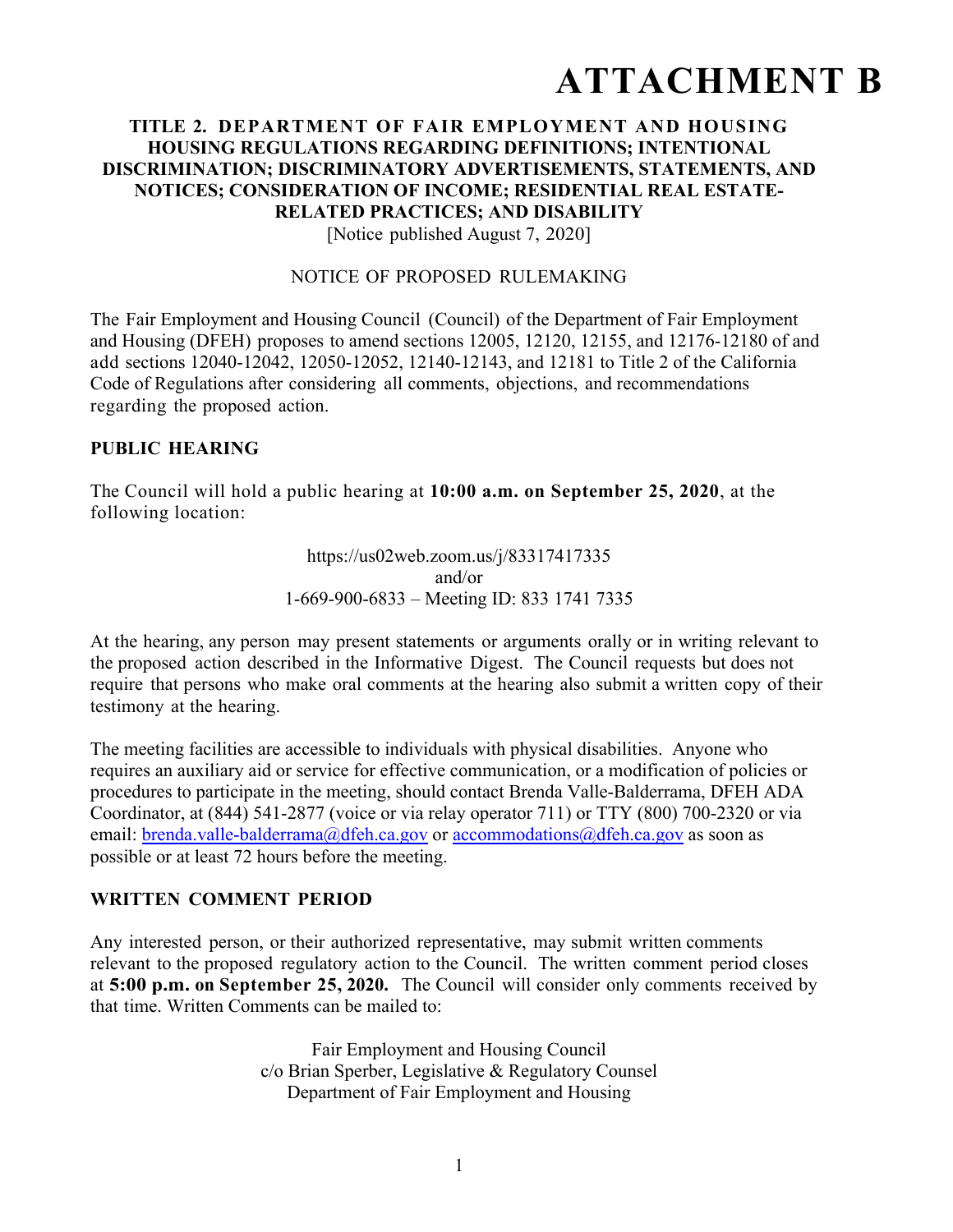# ATTACHMENT B

**TITLE 2. DEPARTMENT OF FAIR EMPLOYMENT AND HOUSING HOUSING REGULATIONS REGARDING DEFINITIONS; INTENTIONAL DISCRIMINATION; DISCRIMINATORY ADVERTISEMENTS, STATEMENTS, AND NOTICES; CONSIDERATION OF INCOME; RESIDENTIAL REAL ESTATE-RELATED PRACTICES; AND DISABILITY**

[Notice published August 7, 2020]

NOTICE OF PROPOSED RULEMAKING

The Fair Employment and Housing Council (Council) of the Department of Fair Employment and Housing (DFEH) proposes to amend sections 12005, 12120, 12155, and 12176-12180 of and add sections 12040-12042, 12050-12052, 12140-12143, and 12181 to Title 2 of the California Code of Regulations after considering all comments, objections, and recommendations regarding the proposed action.

## PUBLIC HEARING

The Council will hold a public hearing at **10:00 a.m. on September 25, 2020**, at the following location:

https://us02web.zoom.us/j/83317417335
and/or
1-669-900-6833 – Meeting ID: 833 1741 7335

At the hearing, any person may present statements or arguments orally or in writing relevant to the proposed action described in the Informative Digest. The Council requests but does not require that persons who make oral comments at the hearing also submit a written copy of their testimony at the hearing.

The meeting facilities are accessible to individuals with physical disabilities. Anyone who requires an auxiliary aid or service for effective communication, or a modification of policies or procedures to participate in the meeting, should contact Brenda Valle-Balderrama, DFEH ADA Coordinator, at (844) 541-2877 (voice or via relay operator 711) or TTY (800) 700-2320 or via email: brenda.valle-balderrama@dfeh.ca.gov or accommodations@dfeh.ca.gov as soon as possible or at least 72 hours before the meeting.

## WRITTEN COMMENT PERIOD

Any interested person, or their authorized representative, may submit written comments relevant to the proposed regulatory action to the Council. The written comment period closes at **5:00 p.m. on September 25, 2020.** The Council will consider only comments received by that time. Written Comments can be mailed to:

Fair Employment and Housing Council
c/o Brian Sperber, Legislative & Regulatory Counsel
Department of Fair Employment and Housing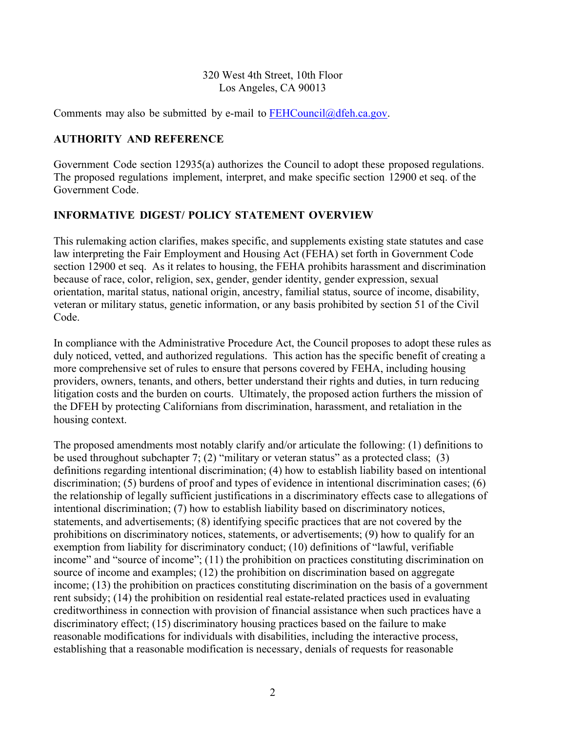320 West 4th Street, 10th Floor
Los Angeles, CA 90013

Comments may also be submitted by e-mail to FEHCouncil@dfeh.ca.gov.

## AUTHORITY AND REFERENCE

Government Code section 12935(a) authorizes the Council to adopt these proposed regulations. The proposed regulations implement, interpret, and make specific section 12900 et seq. of the Government Code.

## INFORMATIVE DIGEST/ POLICY STATEMENT OVERVIEW

This rulemaking action clarifies, makes specific, and supplements existing state statutes and case law interpreting the Fair Employment and Housing Act (FEHA) set forth in Government Code section 12900 et seq. As it relates to housing, the FEHA prohibits harassment and discrimination because of race, color, religion, sex, gender, gender identity, gender expression, sexual orientation, marital status, national origin, ancestry, familial status, source of income, disability, veteran or military status, genetic information, or any basis prohibited by section 51 of the Civil Code.

In compliance with the Administrative Procedure Act, the Council proposes to adopt these rules as duly noticed, vetted, and authorized regulations. This action has the specific benefit of creating a more comprehensive set of rules to ensure that persons covered by FEHA, including housing providers, owners, tenants, and others, better understand their rights and duties, in turn reducing litigation costs and the burden on courts. Ultimately, the proposed action furthers the mission of the DFEH by protecting Californians from discrimination, harassment, and retaliation in the housing context.

The proposed amendments most notably clarify and/or articulate the following: (1) definitions to be used throughout subchapter 7; (2) "military or veteran status" as a protected class; (3) definitions regarding intentional discrimination; (4) how to establish liability based on intentional discrimination; (5) burdens of proof and types of evidence in intentional discrimination cases; (6) the relationship of legally sufficient justifications in a discriminatory effects case to allegations of intentional discrimination; (7) how to establish liability based on discriminatory notices, statements, and advertisements; (8) identifying specific practices that are not covered by the prohibitions on discriminatory notices, statements, or advertisements; (9) how to qualify for an exemption from liability for discriminatory conduct; (10) definitions of "lawful, verifiable income" and "source of income"; (11) the prohibition on practices constituting discrimination on source of income and examples; (12) the prohibition on discrimination based on aggregate income; (13) the prohibition on practices constituting discrimination on the basis of a government rent subsidy; (14) the prohibition on residential real estate-related practices used in evaluating creditworthiness in connection with provision of financial assistance when such practices have a discriminatory effect; (15) discriminatory housing practices based on the failure to make reasonable modifications for individuals with disabilities, including the interactive process, establishing that a reasonable modification is necessary, denials of requests for reasonable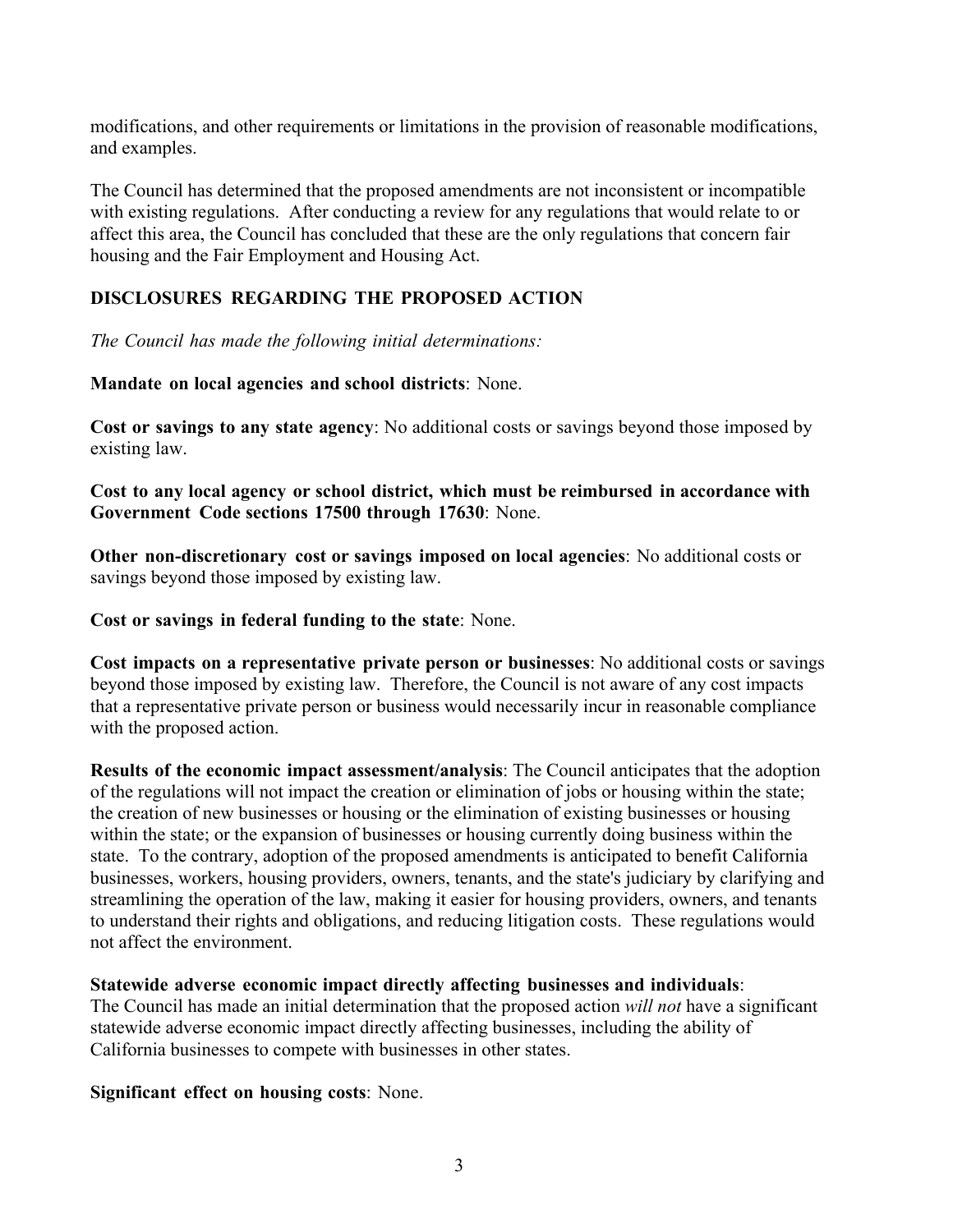modifications, and other requirements or limitations in the provision of reasonable modifications, and examples.

The Council has determined that the proposed amendments are not inconsistent or incompatible with existing regulations. After conducting a review for any regulations that would relate to or affect this area, the Council has concluded that these are the only regulations that concern fair housing and the Fair Employment and Housing Act.

## DISCLOSURES REGARDING THE PROPOSED ACTION

*The Council has made the following initial determinations:*

**Mandate on local agencies and school districts**: None.

**Cost or savings to any state agency**: No additional costs or savings beyond those imposed by existing law.

**Cost to any local agency or school district, which must be reimbursed in accordance with Government Code sections 17500 through 17630**: None.

**Other non-discretionary cost or savings imposed on local agencies**: No additional costs or savings beyond those imposed by existing law.

**Cost or savings in federal funding to the state**: None.

**Cost impacts on a representative private person or businesses**: No additional costs or savings beyond those imposed by existing law. Therefore, the Council is not aware of any cost impacts that a representative private person or business would necessarily incur in reasonable compliance with the proposed action.

**Results of the economic impact assessment/analysis**: The Council anticipates that the adoption of the regulations will not impact the creation or elimination of jobs or housing within the state; the creation of new businesses or housing or the elimination of existing businesses or housing within the state; or the expansion of businesses or housing currently doing business within the state. To the contrary, adoption of the proposed amendments is anticipated to benefit California businesses, workers, housing providers, owners, tenants, and the state's judiciary by clarifying and streamlining the operation of the law, making it easier for housing providers, owners, and tenants to understand their rights and obligations, and reducing litigation costs. These regulations would not affect the environment.

**Statewide adverse economic impact directly affecting businesses and individuals**:
The Council has made an initial determination that the proposed action *will not* have a significant statewide adverse economic impact directly affecting businesses, including the ability of California businesses to compete with businesses in other states.

**Significant effect on housing costs**: None.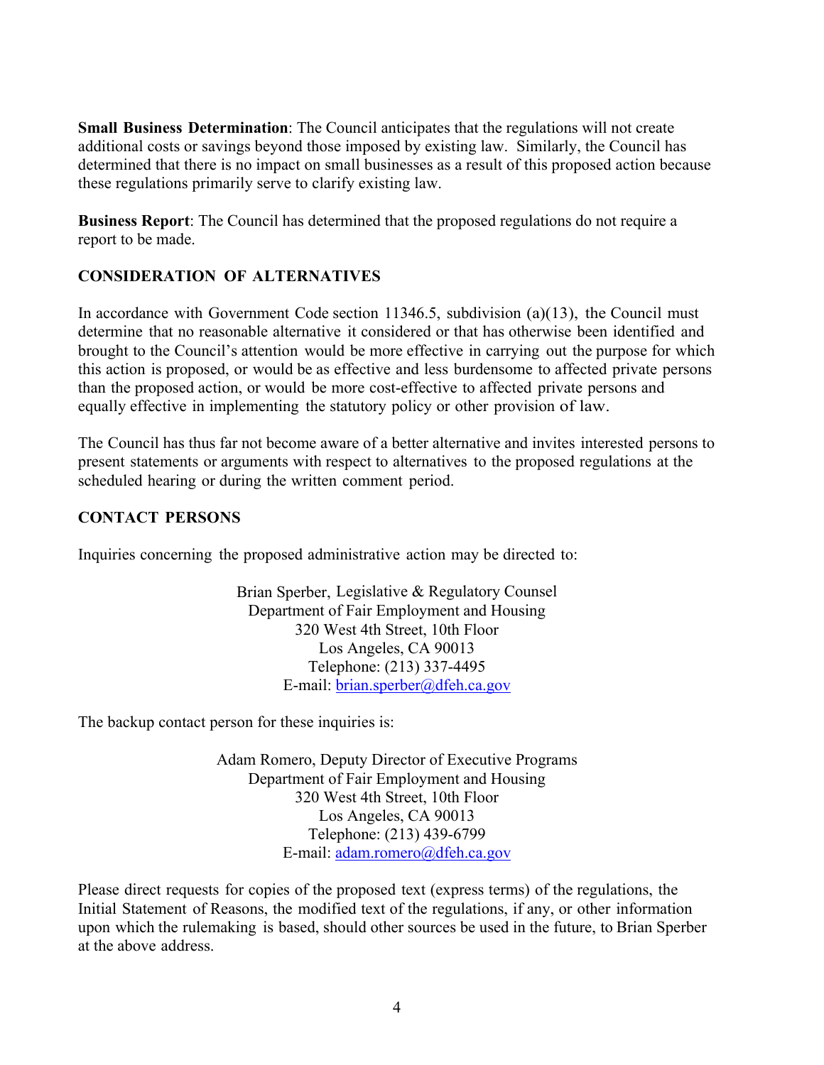**Small Business Determination**: The Council anticipates that the regulations will not create additional costs or savings beyond those imposed by existing law. Similarly, the Council has determined that there is no impact on small businesses as a result of this proposed action because these regulations primarily serve to clarify existing law.

**Business Report**: The Council has determined that the proposed regulations do not require a report to be made.

## CONSIDERATION OF ALTERNATIVES

In accordance with Government Code section 11346.5, subdivision (a)(13), the Council must determine that no reasonable alternative it considered or that has otherwise been identified and brought to the Council's attention would be more effective in carrying out the purpose for which this action is proposed, or would be as effective and less burdensome to affected private persons than the proposed action, or would be more cost-effective to affected private persons and equally effective in implementing the statutory policy or other provision of law.

The Council has thus far not become aware of a better alternative and invites interested persons to present statements or arguments with respect to alternatives to the proposed regulations at the scheduled hearing or during the written comment period.

## CONTACT PERSONS

Inquiries concerning the proposed administrative action may be directed to:

Brian Sperber, Legislative & Regulatory Counsel
Department of Fair Employment and Housing
320 West 4th Street, 10th Floor
Los Angeles, CA 90013
Telephone: (213) 337-4495
E-mail: brian.sperber@dfeh.ca.gov

The backup contact person for these inquiries is:

Adam Romero, Deputy Director of Executive Programs
Department of Fair Employment and Housing
320 West 4th Street, 10th Floor
Los Angeles, CA 90013
Telephone: (213) 439-6799
E-mail: adam.romero@dfeh.ca.gov

Please direct requests for copies of the proposed text (express terms) of the regulations, the Initial Statement of Reasons, the modified text of the regulations, if any, or other information upon which the rulemaking is based, should other sources be used in the future, to Brian Sperber at the above address.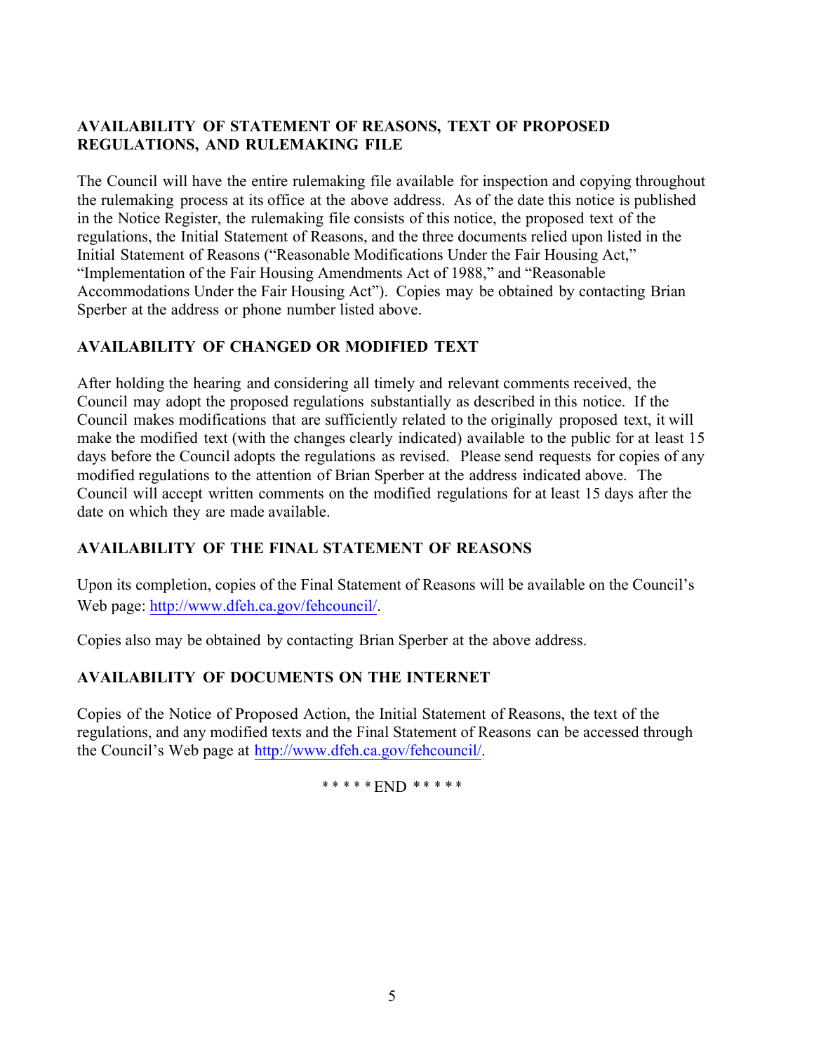**AVAILABILITY OF STATEMENT OF REASONS, TEXT OF PROPOSED REGULATIONS, AND RULEMAKING FILE**

The Council will have the entire rulemaking file available for inspection and copying throughout the rulemaking process at its office at the above address. As of the date this notice is published in the Notice Register, the rulemaking file consists of this notice, the proposed text of the regulations, the Initial Statement of Reasons, and the three documents relied upon listed in the Initial Statement of Reasons ("Reasonable Modifications Under the Fair Housing Act," "Implementation of the Fair Housing Amendments Act of 1988," and "Reasonable Accommodations Under the Fair Housing Act"). Copies may be obtained by contacting Brian Sperber at the address or phone number listed above.

**AVAILABILITY OF CHANGED OR MODIFIED TEXT**

After holding the hearing and considering all timely and relevant comments received, the Council may adopt the proposed regulations substantially as described in this notice. If the Council makes modifications that are sufficiently related to the originally proposed text, it will make the modified text (with the changes clearly indicated) available to the public for at least 15 days before the Council adopts the regulations as revised. Please send requests for copies of any modified regulations to the attention of Brian Sperber at the address indicated above. The Council will accept written comments on the modified regulations for at least 15 days after the date on which they are made available.

**AVAILABILITY OF THE FINAL STATEMENT OF REASONS**

Upon its completion, copies of the Final Statement of Reasons will be available on the Council's Web page: http://www.dfeh.ca.gov/fehcouncil/.

Copies also may be obtained by contacting Brian Sperber at the above address.

**AVAILABILITY OF DOCUMENTS ON THE INTERNET**

Copies of the Notice of Proposed Action, the Initial Statement of Reasons, the text of the regulations, and any modified texts and the Final Statement of Reasons can be accessed through the Council's Web page at http://www.dfeh.ca.gov/fehcouncil/.

\* \* \* \* \* END \* \* \* \* \*